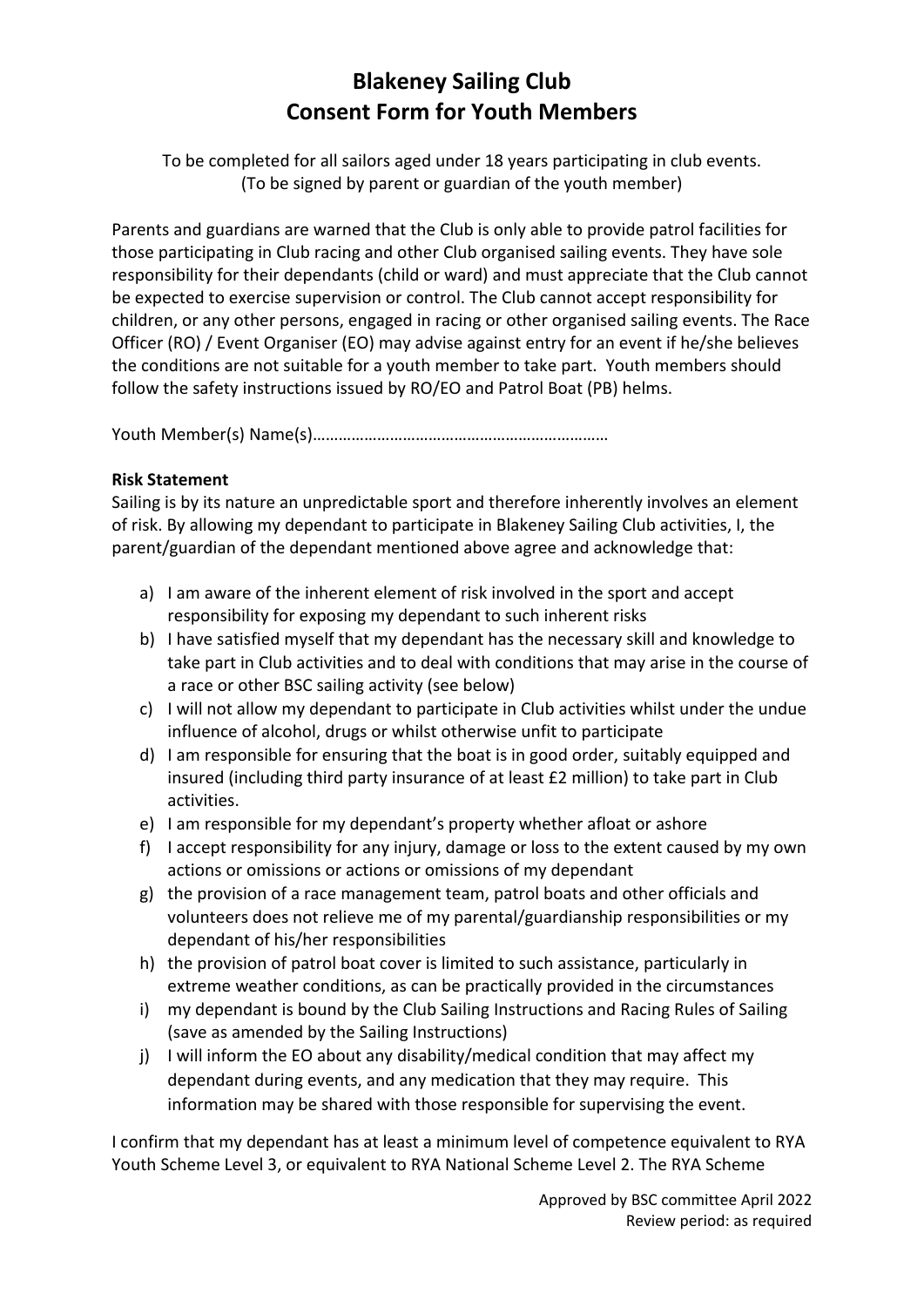# Blakeney Sailing Club
# Consent Form for Youth Members

To be completed for all sailors aged under 18 years participating in club events.
(To be signed by parent or guardian of the youth member)

Parents and guardians are warned that the Club is only able to provide patrol facilities for those participating in Club racing and other Club organised sailing events. They have sole responsibility for their dependants (child or ward) and must appreciate that the Club cannot be expected to exercise supervision or control. The Club cannot accept responsibility for children, or any other persons, engaged in racing or other organised sailing events. The Race Officer (RO) / Event Organiser (EO) may advise against entry for an event if he/she believes the conditions are not suitable for a youth member to take part. Youth members should follow the safety instructions issued by RO/EO and Patrol Boat (PB) helms.

Youth Member(s) Name(s)…………………………………………………………

**Risk Statement**

Sailing is by its nature an unpredictable sport and therefore inherently involves an element of risk. By allowing my dependant to participate in Blakeney Sailing Club activities, I, the parent/guardian of the dependant mentioned above agree and acknowledge that:

a) I am aware of the inherent element of risk involved in the sport and accept responsibility for exposing my dependant to such inherent risks
b) I have satisfied myself that my dependant has the necessary skill and knowledge to take part in Club activities and to deal with conditions that may arise in the course of a race or other BSC sailing activity (see below)
c) I will not allow my dependant to participate in Club activities whilst under the undue influence of alcohol, drugs or whilst otherwise unfit to participate
d) I am responsible for ensuring that the boat is in good order, suitably equipped and insured (including third party insurance of at least £2 million) to take part in Club activities.
e) I am responsible for my dependant's property whether afloat or ashore
f) I accept responsibility for any injury, damage or loss to the extent caused by my own actions or omissions or actions or omissions of my dependant
g) the provision of a race management team, patrol boats and other officials and volunteers does not relieve me of my parental/guardianship responsibilities or my dependant of his/her responsibilities
h) the provision of patrol boat cover is limited to such assistance, particularly in extreme weather conditions, as can be practically provided in the circumstances
i) my dependant is bound by the Club Sailing Instructions and Racing Rules of Sailing (save as amended by the Sailing Instructions)
j) I will inform the EO about any disability/medical condition that may affect my dependant during events, and any medication that they may require. This information may be shared with those responsible for supervising the event.

I confirm that my dependant has at least a minimum level of competence equivalent to RYA Youth Scheme Level 3, or equivalent to RYA National Scheme Level 2. The RYA Scheme

Approved by BSC committee April 2022
Review period: as required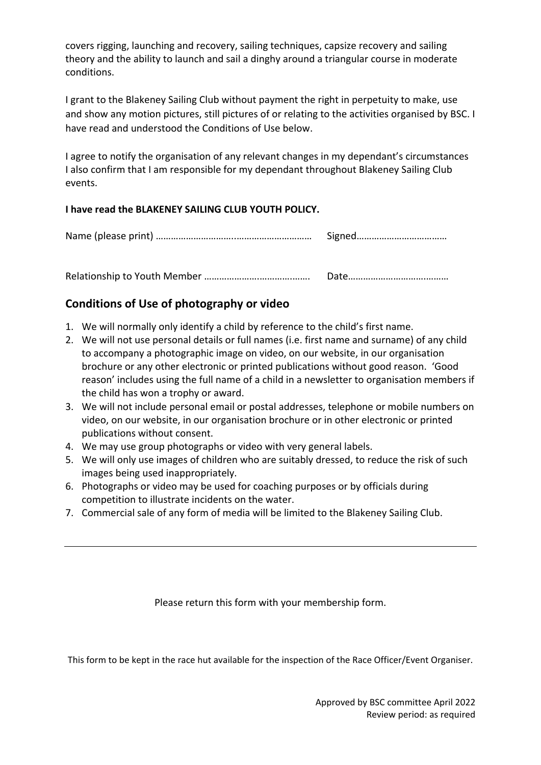covers rigging, launching and recovery, sailing techniques, capsize recovery and sailing theory and the ability to launch and sail a dinghy around a triangular course in moderate conditions.

I grant to the Blakeney Sailing Club without payment the right in perpetuity to make, use and show any motion pictures, still pictures of or relating to the activities organised by BSC. I have read and understood the Conditions of Use below.

I agree to notify the organisation of any relevant changes in my dependant's circumstances I also confirm that I am responsible for my dependant throughout Blakeney Sailing Club events.

**I have read the BLAKENEY SAILING CLUB YOUTH POLICY.**

Name (please print) ……………………………………………………… Signed………………………………

Relationship to Youth Member …………………………………. Date…………………………………

## Conditions of Use of photography or video

1. We will normally only identify a child by reference to the child's first name.
2. We will not use personal details or full names (i.e. first name and surname) of any child to accompany a photographic image on video, on our website, in our organisation brochure or any other electronic or printed publications without good reason. 'Good reason' includes using the full name of a child in a newsletter to organisation members if the child has won a trophy or award.
3. We will not include personal email or postal addresses, telephone or mobile numbers on video, on our website, in our organisation brochure or in other electronic or printed publications without consent.
4. We may use group photographs or video with very general labels.
5. We will only use images of children who are suitably dressed, to reduce the risk of such images being used inappropriately.
6. Photographs or video may be used for coaching purposes or by officials during competition to illustrate incidents on the water.
7. Commercial sale of any form of media will be limited to the Blakeney Sailing Club.

---

Please return this form with your membership form.

This form to be kept in the race hut available for the inspection of the Race Officer/Event Organiser.

Approved by BSC committee April 2022
Review period: as required